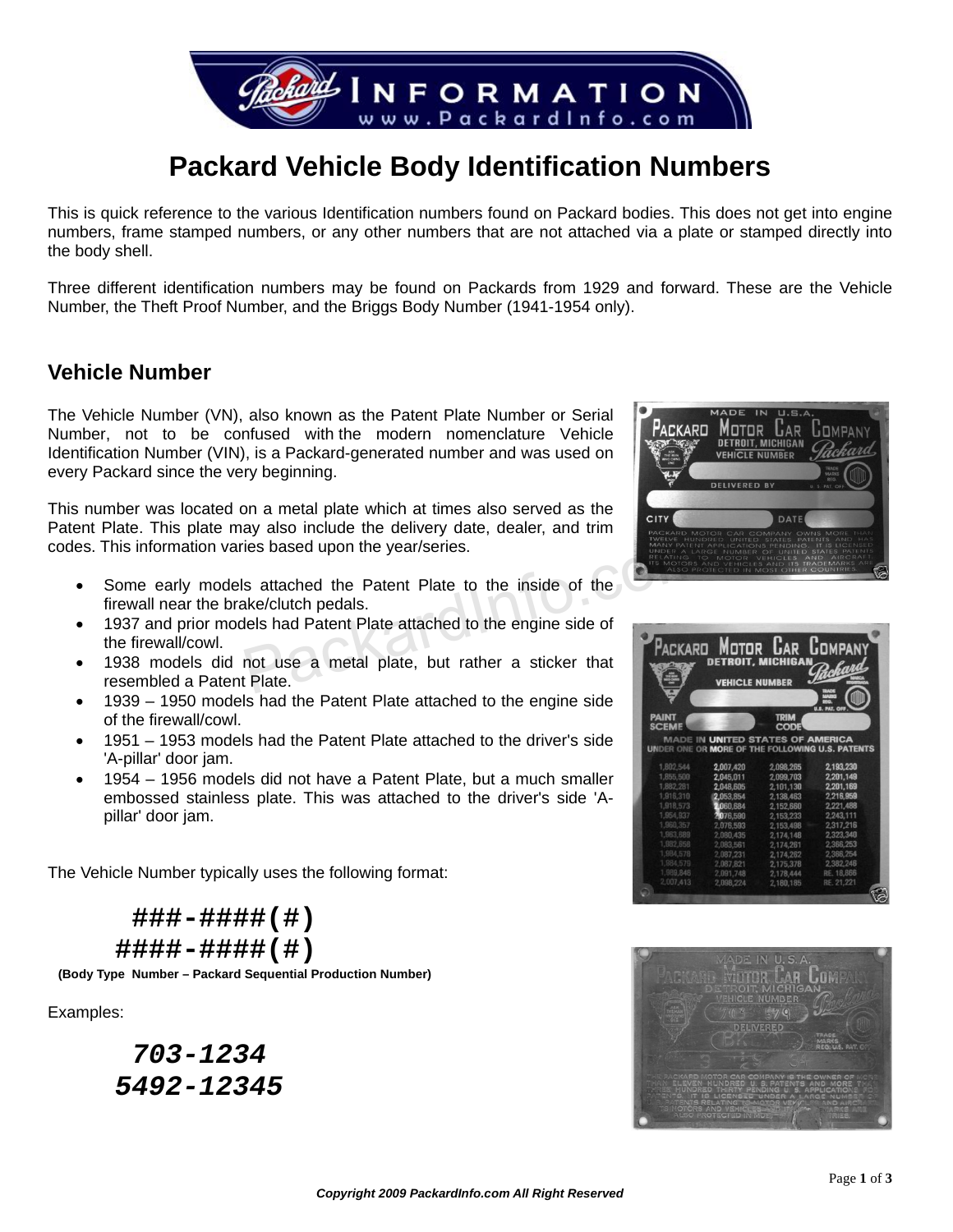# Packard Vehicle Body Identification Numbers

This is quick reference to the various Identification numbers found on Packard bodies. This does not get into engine numbers, frame stamped numbers, or any other numbers that are not attached via a plate or stamped directly into the body shell.

Three different identification numbers may be found on Packards from 1929 and forward. These are the Vehicle Number, the Theft Proof Number, and the Briggs Body Number (1941-1954 only).

## Vehicle Number

The Vehicle Number (VN), also known as the Patent Plate Number or Serial Number, not to be confused with the modern nomenclature Vehicle Identification Number (VIN), is a Packard-generated number and was used on every Packard since the very beginning.

This number was located on a metal plate which at times also served as the Patent Plate. This plate may also include the delivery date, dealer, and trim codes. This information varies based upon the year/series.

- Some early models attached the Patent Plate to the inside of the firewall near the brake/clutch pedals.
- 1937 and prior models had Patent Plate attached to the engine side of the firewall/cowl.
- 1938 models did not use a metal plate, but rather a sticker that resembled a Patent Plate.
- 1939 – 1950 models had the Patent Plate attached to the engine side of the firewall/cowl.
- 1951 – 1953 models had the Patent Plate attached to the driver's side 'A-pillar' door jam.
- 1954 – 1956 models did not have a Patent Plate, but a much smaller embossed stainless plate. This was attached to the driver's side 'A-pillar' door jam.

The Vehicle Number typically uses the following format:

**###-####(#)**
**####-####(#)**

**(Body Type Number – Packard Sequential Production Number)**

Examples:

***703-1234***
***5492-12345***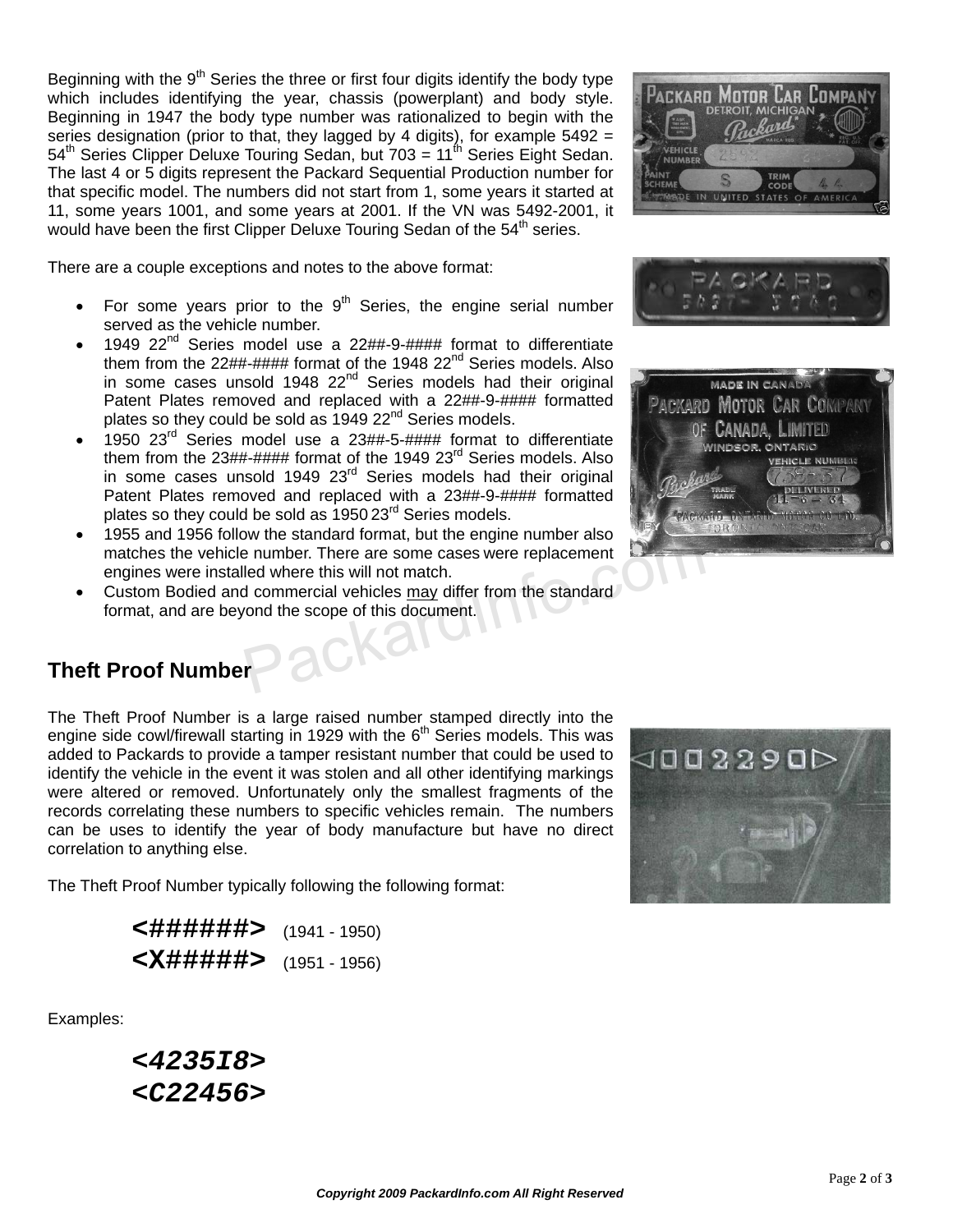Beginning with the 9th Series the three or first four digits identify the body type which includes identifying the year, chassis (powerplant) and body style. Beginning in 1947 the body type number was rationalized to begin with the series designation (prior to that, they lagged by 4 digits), for example 5492 = 54th Series Clipper Deluxe Touring Sedan, but 703 = 11th Series Eight Sedan. The last 4 or 5 digits represent the Packard Sequential Production number for that specific model. The numbers did not start from 1, some years it started at 11, some years 1001, and some years at 2001. If the VN was 5492-2001, it would have been the first Clipper Deluxe Touring Sedan of the 54th series.

There are a couple exceptions and notes to the above format:

- For some years prior to the 9th Series, the engine serial number served as the vehicle number.
- 1949 22nd Series model use a 22##-9-#### format to differentiate them from the 22##-#### format of the 1948 22nd Series models. Also in some cases unsold 1948 22nd Series models had their original Patent Plates removed and replaced with a 22##-9-#### formatted plates so they could be sold as 1949 22nd Series models.
- 1950 23rd Series model use a 23##-5-#### format to differentiate them from the 23##-#### format of the 1949 23rd Series models. Also in some cases unsold 1949 23rd Series models had their original Patent Plates removed and replaced with a 23##-9-#### formatted plates so they could be sold as 1950 23rd Series models.
- 1955 and 1956 follow the standard format, but the engine number also matches the vehicle number. There are some cases were replacement engines were installed where this will not match.
- Custom Bodied and commercial vehicles may differ from the standard format, and are beyond the scope of this document.

## Theft Proof Number

The Theft Proof Number is a large raised number stamped directly into the engine side cowl/firewall starting in 1929 with the 6th Series models. This was added to Packards to provide a tamper resistant number that could be used to identify the vehicle in the event it was stolen and all other identifying markings were altered or removed. Unfortunately only the smallest fragments of the records correlating these numbers to specific vehicles remain. The numbers can be uses to identify the year of body manufacture but have no direct correlation to anything else.

The Theft Proof Number typically following the following format:

**<######>** (1941 - 1950)
**<X#####>** (1951 - 1956)

Examples:

***<4235I8>***
***<C22456>***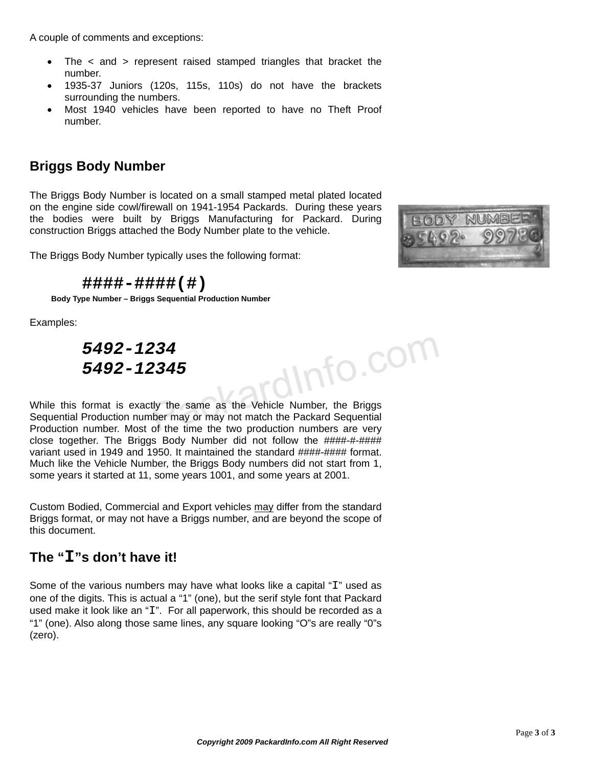A couple of comments and exceptions:

- The < and > represent raised stamped triangles that bracket the number.
- 1935-37 Juniors (120s, 115s, 110s) do not have the brackets surrounding the numbers.
- Most 1940 vehicles have been reported to have no Theft Proof number.

## Briggs Body Number

The Briggs Body Number is located on a small stamped metal plated located on the engine side cowl/firewall on 1941-1954 Packards. During these years the bodies were built by Briggs Manufacturing for Packard. During construction Briggs attached the Body Number plate to the vehicle.

The Briggs Body Number typically uses the following format:

**####-####(#)**

**Body Type Number – Briggs Sequential Production Number**

Examples:

***5492-1234***
***5492-12345***

While this format is exactly the same as the Vehicle Number, the Briggs Sequential Production number may or may not match the Packard Sequential Production number. Most of the time the two production numbers are very close together. The Briggs Body Number did not follow the ####-#-#### variant used in 1949 and 1950. It maintained the standard ####-#### format. Much like the Vehicle Number, the Briggs Body numbers did not start from 1, some years it started at 11, some years 1001, and some years at 2001.

Custom Bodied, Commercial and Export vehicles may differ from the standard Briggs format, or may not have a Briggs number, and are beyond the scope of this document.

## The "I"s don't have it!

Some of the various numbers may have what looks like a capital "I" used as one of the digits. This is actual a "1" (one), but the serif style font that Packard used make it look like an "I". For all paperwork, this should be recorded as a "1" (one). Also along those same lines, any square looking "O"s are really "0"s (zero).

*Copyright 2009 PackardInfo.com All Right Reserved*